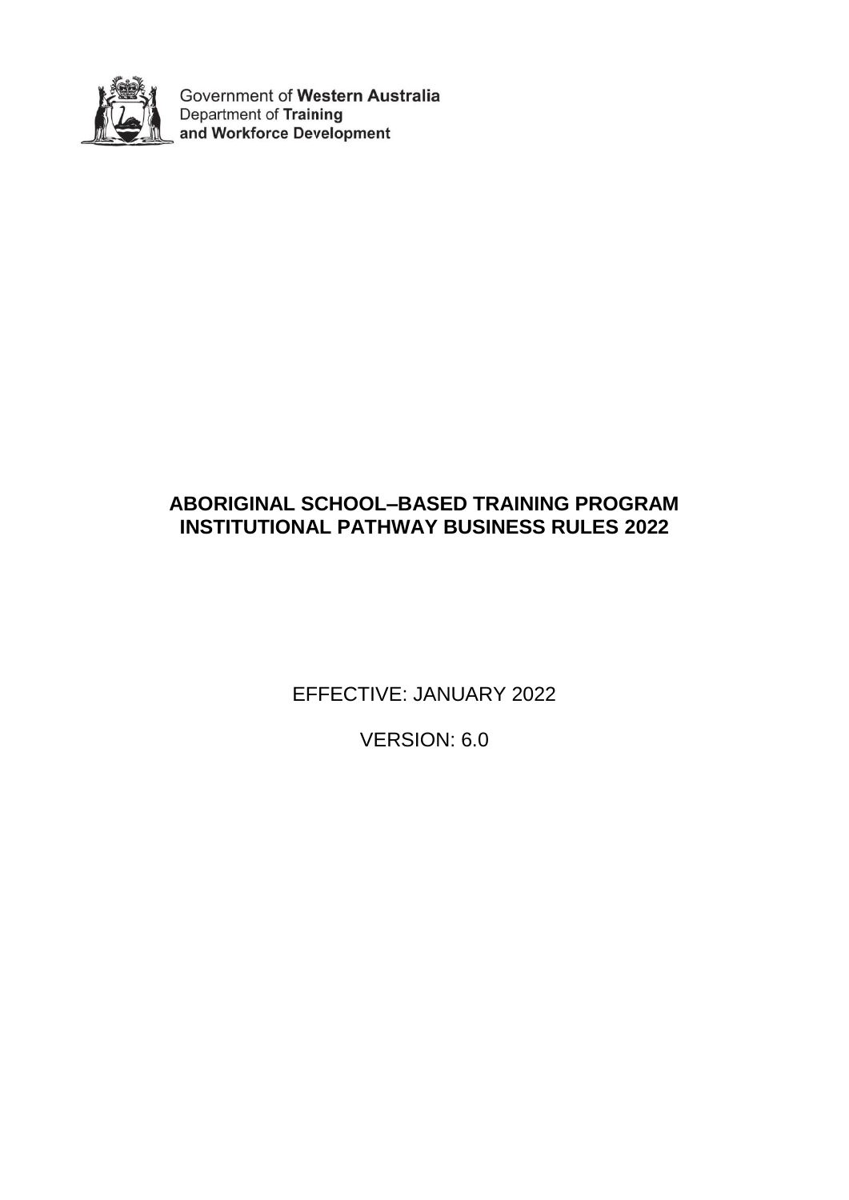Government of **Western Australia**
Department of **Training**
**and Workforce Development**

# ABORIGINAL SCHOOL–BASED TRAINING PROGRAM INSTITUTIONAL PATHWAY BUSINESS RULES 2022

EFFECTIVE: JANUARY 2022

VERSION: 6.0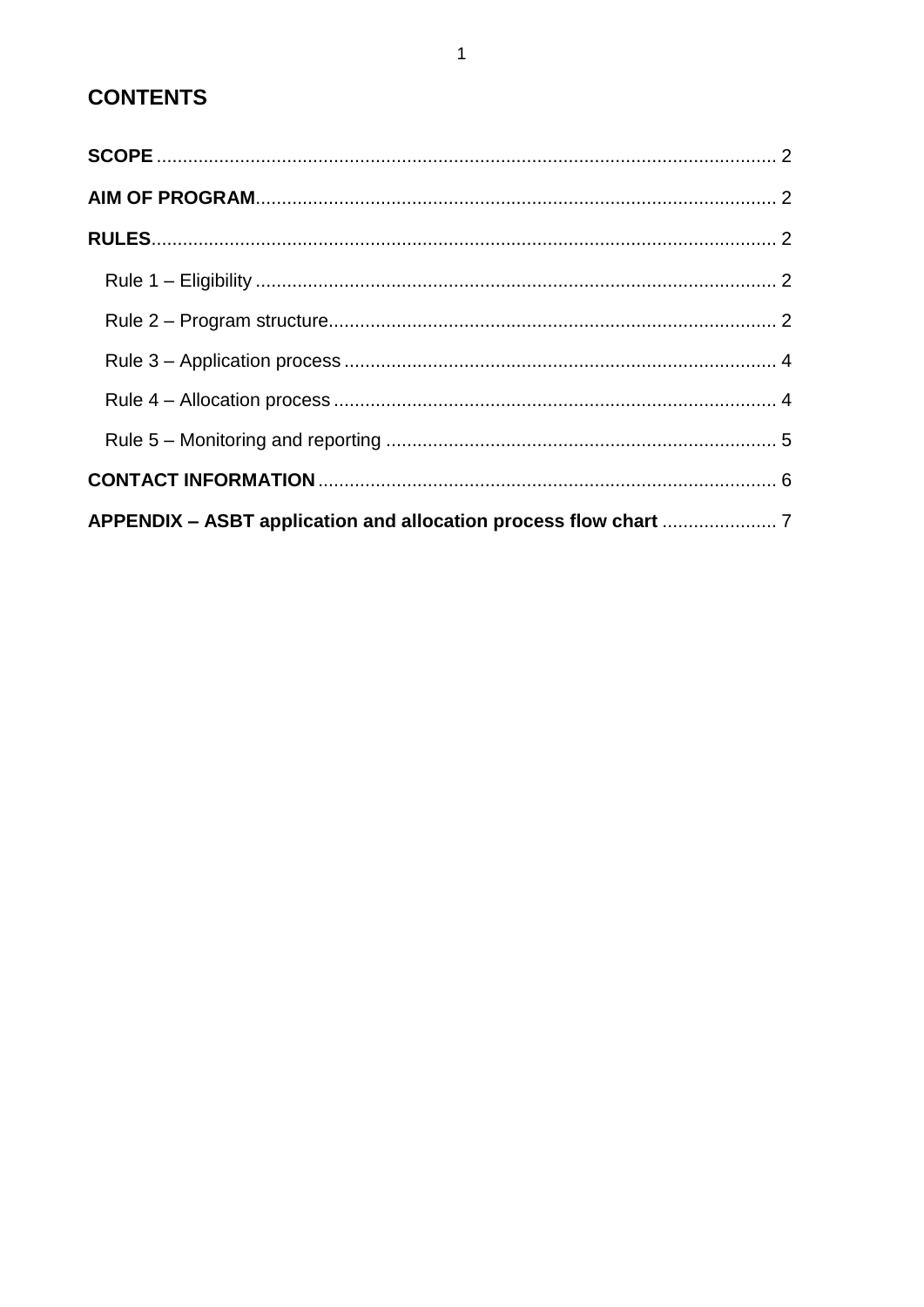# CONTENTS

**SCOPE** ..................................................................................................................... 2

**AIM OF PROGRAM**.................................................................................................. 2

**RULES**...................................................................................................................... 2

Rule 1 – Eligibility .................................................................................................. 2

Rule 2 – Program structure..................................................................................... 2

Rule 3 – Application process .................................................................................. 4

Rule 4 – Allocation process .................................................................................... 4

Rule 5 – Monitoring and reporting .......................................................................... 5

**CONTACT INFORMATION** ...................................................................................... 6

**APPENDIX – ASBT application and allocation process flow chart** ...................... 7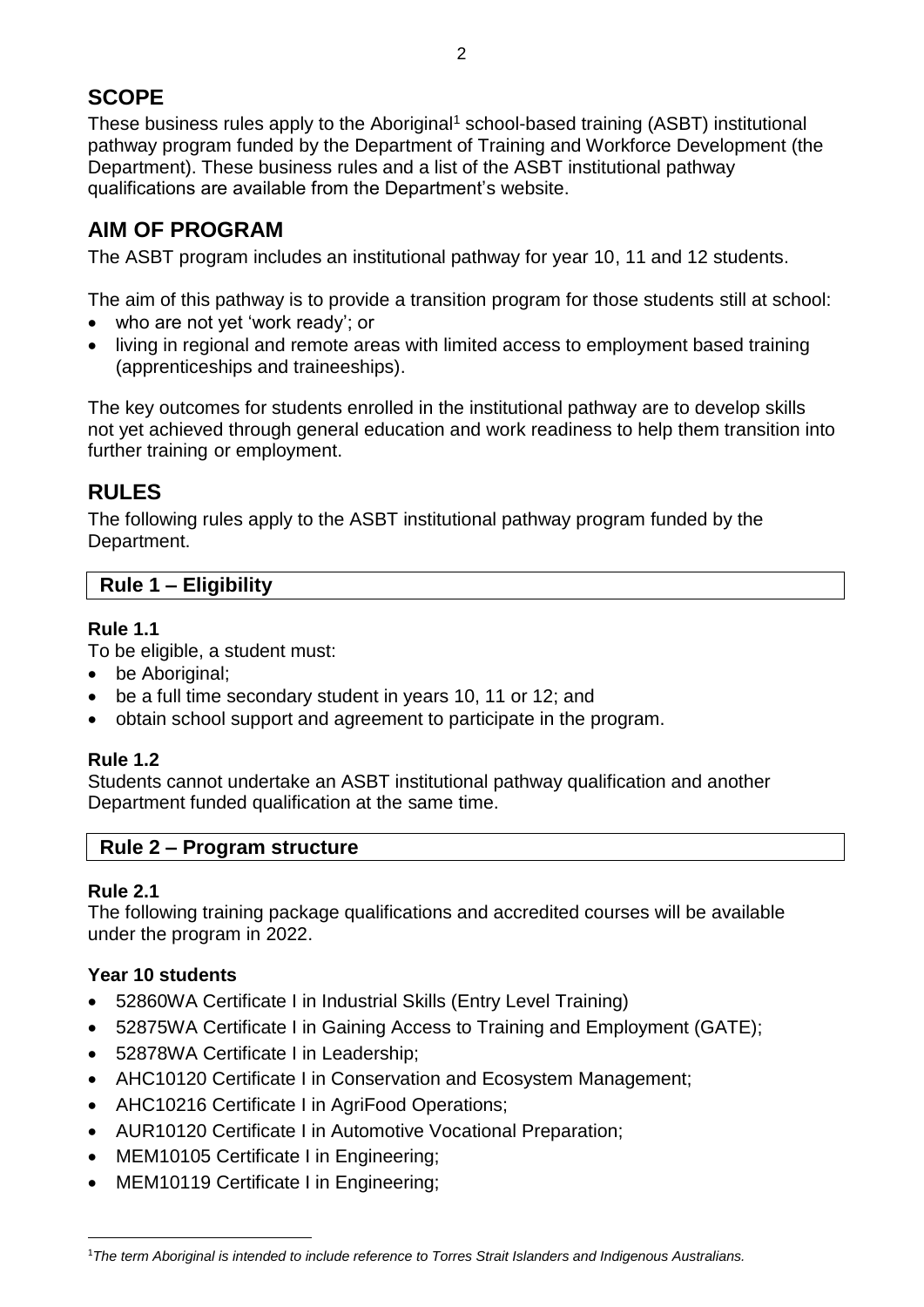## SCOPE

These business rules apply to the Aboriginal[1] school-based training (ASBT) institutional pathway program funded by the Department of Training and Workforce Development (the Department). These business rules and a list of the ASBT institutional pathway qualifications are available from the Department's website.

## AIM OF PROGRAM

The ASBT program includes an institutional pathway for year 10, 11 and 12 students.

The aim of this pathway is to provide a transition program for those students still at school:

- who are not yet 'work ready'; or
- living in regional and remote areas with limited access to employment based training (apprenticeships and traineeships).

The key outcomes for students enrolled in the institutional pathway are to develop skills not yet achieved through general education and work readiness to help them transition into further training or employment.

## RULES

The following rules apply to the ASBT institutional pathway program funded by the Department.

### Rule 1 – Eligibility

**Rule 1.1**

To be eligible, a student must:

- be Aboriginal;
- be a full time secondary student in years 10, 11 or 12; and
- obtain school support and agreement to participate in the program.

**Rule 1.2**

Students cannot undertake an ASBT institutional pathway qualification and another Department funded qualification at the same time.

### Rule 2 – Program structure

**Rule 2.1**

The following training package qualifications and accredited courses will be available under the program in 2022.

**Year 10 students**

- 52860WA Certificate I in Industrial Skills (Entry Level Training)
- 52875WA Certificate I in Gaining Access to Training and Employment (GATE);
- 52878WA Certificate I in Leadership;
- AHC10120 Certificate I in Conservation and Ecosystem Management;
- AHC10216 Certificate I in AgriFood Operations;
- AUR10120 Certificate I in Automotive Vocational Preparation;
- MEM10105 Certificate I in Engineering;
- MEM10119 Certificate I in Engineering;

---

[1] *The term Aboriginal is intended to include reference to Torres Strait Islanders and Indigenous Australians.*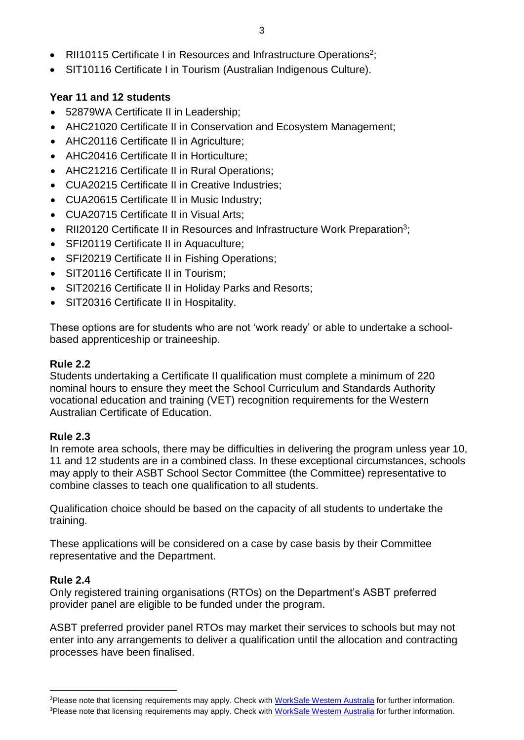- RII10115 Certificate I in Resources and Infrastructure Operations[2];
- SIT10116 Certificate I in Tourism (Australian Indigenous Culture).

**Year 11 and 12 students**

- 52879WA Certificate II in Leadership;
- AHC21020 Certificate II in Conservation and Ecosystem Management;
- AHC20116 Certificate II in Agriculture;
- AHC20416 Certificate II in Horticulture;
- AHC21216 Certificate II in Rural Operations;
- CUA20215 Certificate II in Creative Industries;
- CUA20615 Certificate II in Music Industry;
- CUA20715 Certificate II in Visual Arts;
- RII20120 Certificate II in Resources and Infrastructure Work Preparation[3];
- SFI20119 Certificate II in Aquaculture;
- SFI20219 Certificate II in Fishing Operations;
- SIT20116 Certificate II in Tourism;
- SIT20216 Certificate II in Holiday Parks and Resorts;
- SIT20316 Certificate II in Hospitality.

These options are for students who are not 'work ready' or able to undertake a school-based apprenticeship or traineeship.

**Rule 2.2**

Students undertaking a Certificate II qualification must complete a minimum of 220 nominal hours to ensure they meet the School Curriculum and Standards Authority vocational education and training (VET) recognition requirements for the Western Australian Certificate of Education.

**Rule 2.3**

In remote area schools, there may be difficulties in delivering the program unless year 10, 11 and 12 students are in a combined class. In these exceptional circumstances, schools may apply to their ASBT School Sector Committee (the Committee) representative to combine classes to teach one qualification to all students.

Qualification choice should be based on the capacity of all students to undertake the training.

These applications will be considered on a case by case basis by their Committee representative and the Department.

**Rule 2.4**

Only registered training organisations (RTOs) on the Department's ASBT preferred provider panel are eligible to be funded under the program.

ASBT preferred provider panel RTOs may market their services to schools but may not enter into any arrangements to deliver a qualification until the allocation and contracting processes have been finalised.

---

[2] Please note that licensing requirements may apply. Check with [WorkSafe Western Australia](#) for further information.

[3] Please note that licensing requirements may apply. Check with [WorkSafe Western Australia](#) for further information.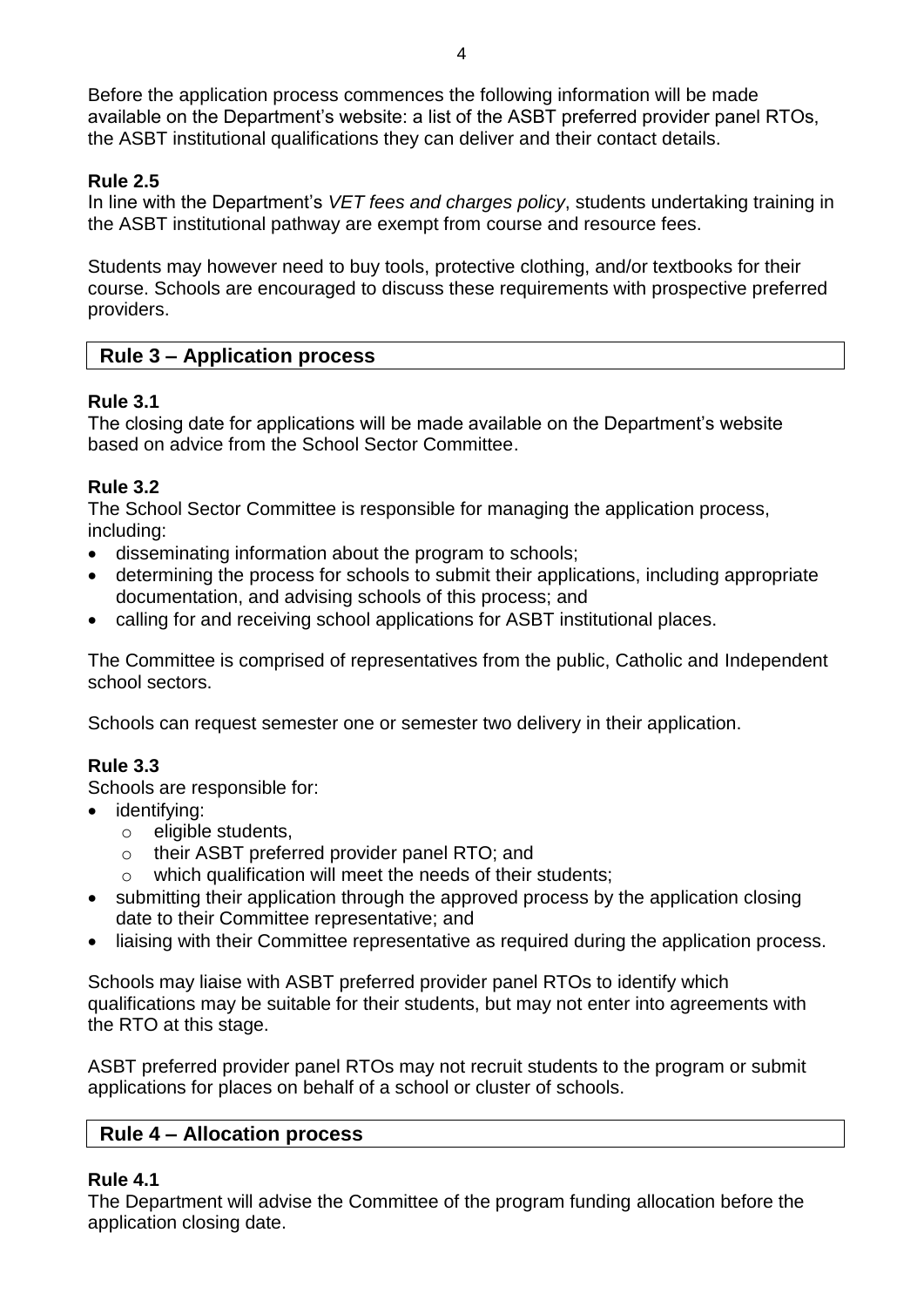Before the application process commences the following information will be made available on the Department's website: a list of the ASBT preferred provider panel RTOs, the ASBT institutional qualifications they can deliver and their contact details.

**Rule 2.5**

In line with the Department's *VET fees and charges policy*, students undertaking training in the ASBT institutional pathway are exempt from course and resource fees.

Students may however need to buy tools, protective clothing, and/or textbooks for their course. Schools are encouraged to discuss these requirements with prospective preferred providers.

## Rule 3 – Application process

**Rule 3.1**

The closing date for applications will be made available on the Department's website based on advice from the School Sector Committee.

**Rule 3.2**

The School Sector Committee is responsible for managing the application process, including:

- disseminating information about the program to schools;
- determining the process for schools to submit their applications, including appropriate documentation, and advising schools of this process; and
- calling for and receiving school applications for ASBT institutional places.

The Committee is comprised of representatives from the public, Catholic and Independent school sectors.

Schools can request semester one or semester two delivery in their application.

**Rule 3.3**

Schools are responsible for:

- identifying:
  - eligible students,
  - their ASBT preferred provider panel RTO; and
  - which qualification will meet the needs of their students;
- submitting their application through the approved process by the application closing date to their Committee representative; and
- liaising with their Committee representative as required during the application process.

Schools may liaise with ASBT preferred provider panel RTOs to identify which qualifications may be suitable for their students, but may not enter into agreements with the RTO at this stage.

ASBT preferred provider panel RTOs may not recruit students to the program or submit applications for places on behalf of a school or cluster of schools.

## Rule 4 – Allocation process

**Rule 4.1**

The Department will advise the Committee of the program funding allocation before the application closing date.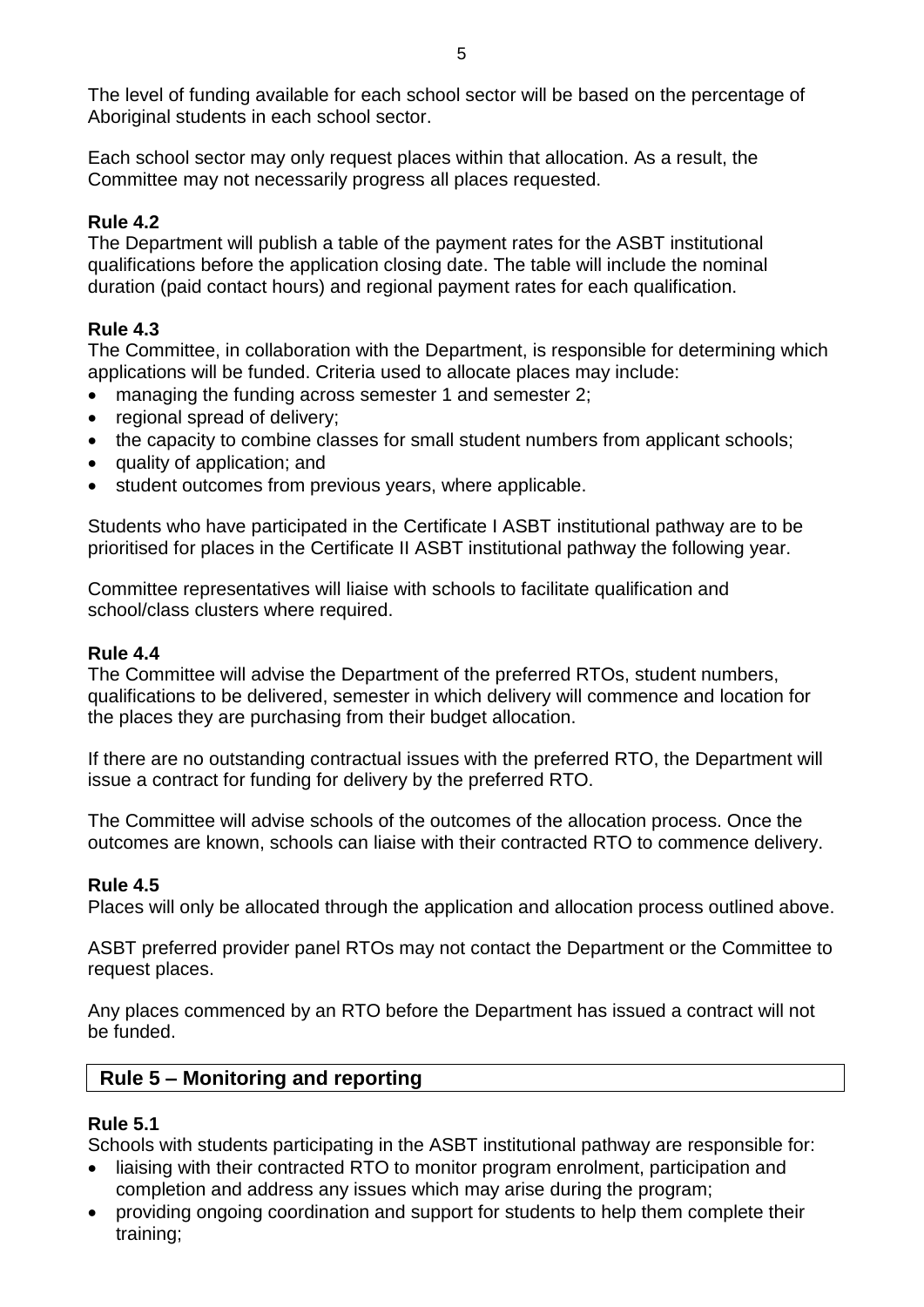The level of funding available for each school sector will be based on the percentage of Aboriginal students in each school sector.

Each school sector may only request places within that allocation. As a result, the Committee may not necessarily progress all places requested.

### Rule 4.2

The Department will publish a table of the payment rates for the ASBT institutional qualifications before the application closing date. The table will include the nominal duration (paid contact hours) and regional payment rates for each qualification.

### Rule 4.3

The Committee, in collaboration with the Department, is responsible for determining which applications will be funded. Criteria used to allocate places may include:

- managing the funding across semester 1 and semester 2;
- regional spread of delivery;
- the capacity to combine classes for small student numbers from applicant schools;
- quality of application; and
- student outcomes from previous years, where applicable.

Students who have participated in the Certificate I ASBT institutional pathway are to be prioritised for places in the Certificate II ASBT institutional pathway the following year.

Committee representatives will liaise with schools to facilitate qualification and school/class clusters where required.

### Rule 4.4

The Committee will advise the Department of the preferred RTOs, student numbers, qualifications to be delivered, semester in which delivery will commence and location for the places they are purchasing from their budget allocation.

If there are no outstanding contractual issues with the preferred RTO, the Department will issue a contract for funding for delivery by the preferred RTO.

The Committee will advise schools of the outcomes of the allocation process. Once the outcomes are known, schools can liaise with their contracted RTO to commence delivery.

### Rule 4.5

Places will only be allocated through the application and allocation process outlined above.

ASBT preferred provider panel RTOs may not contact the Department or the Committee to request places.

Any places commenced by an RTO before the Department has issued a contract will not be funded.

## Rule 5 – Monitoring and reporting

### Rule 5.1

Schools with students participating in the ASBT institutional pathway are responsible for:

- liaising with their contracted RTO to monitor program enrolment, participation and completion and address any issues which may arise during the program;
- providing ongoing coordination and support for students to help them complete their training;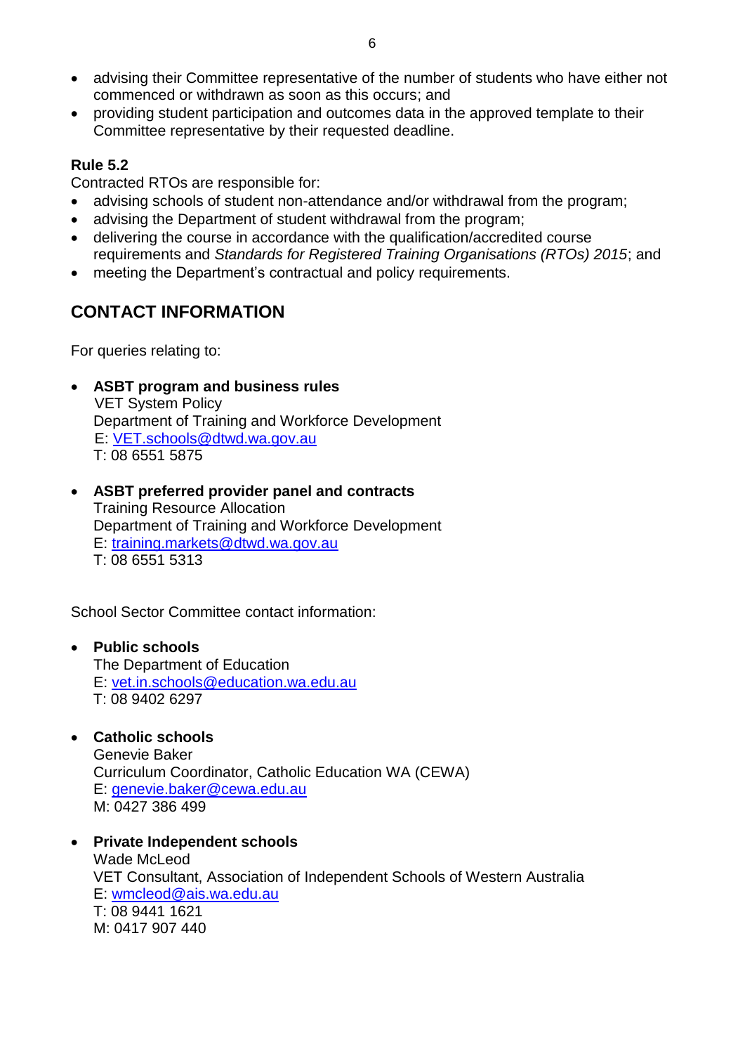- advising their Committee representative of the number of students who have either not commenced or withdrawn as soon as this occurs; and
- providing student participation and outcomes data in the approved template to their Committee representative by their requested deadline.

**Rule 5.2**

Contracted RTOs are responsible for:

- advising schools of student non-attendance and/or withdrawal from the program;
- advising the Department of student withdrawal from the program;
- delivering the course in accordance with the qualification/accredited course requirements and *Standards for Registered Training Organisations (RTOs) 2015*; and
- meeting the Department's contractual and policy requirements.

## CONTACT INFORMATION

For queries relating to:

- **ASBT program and business rules**
  VET System Policy
  Department of Training and Workforce Development
  E: VET.schools@dtwd.wa.gov.au
  T: 08 6551 5875

- **ASBT preferred provider panel and contracts**
  Training Resource Allocation
  Department of Training and Workforce Development
  E: training.markets@dtwd.wa.gov.au
  T: 08 6551 5313

School Sector Committee contact information:

- **Public schools**
  The Department of Education
  E: vet.in.schools@education.wa.edu.au
  T: 08 9402 6297

- **Catholic schools**
  Genevie Baker
  Curriculum Coordinator, Catholic Education WA (CEWA)
  E: genevie.baker@cewa.edu.au
  M: 0427 386 499

- **Private Independent schools**
  Wade McLeod
  VET Consultant, Association of Independent Schools of Western Australia
  E: wmcleod@ais.wa.edu.au
  T: 08 9441 1621
  M: 0417 907 440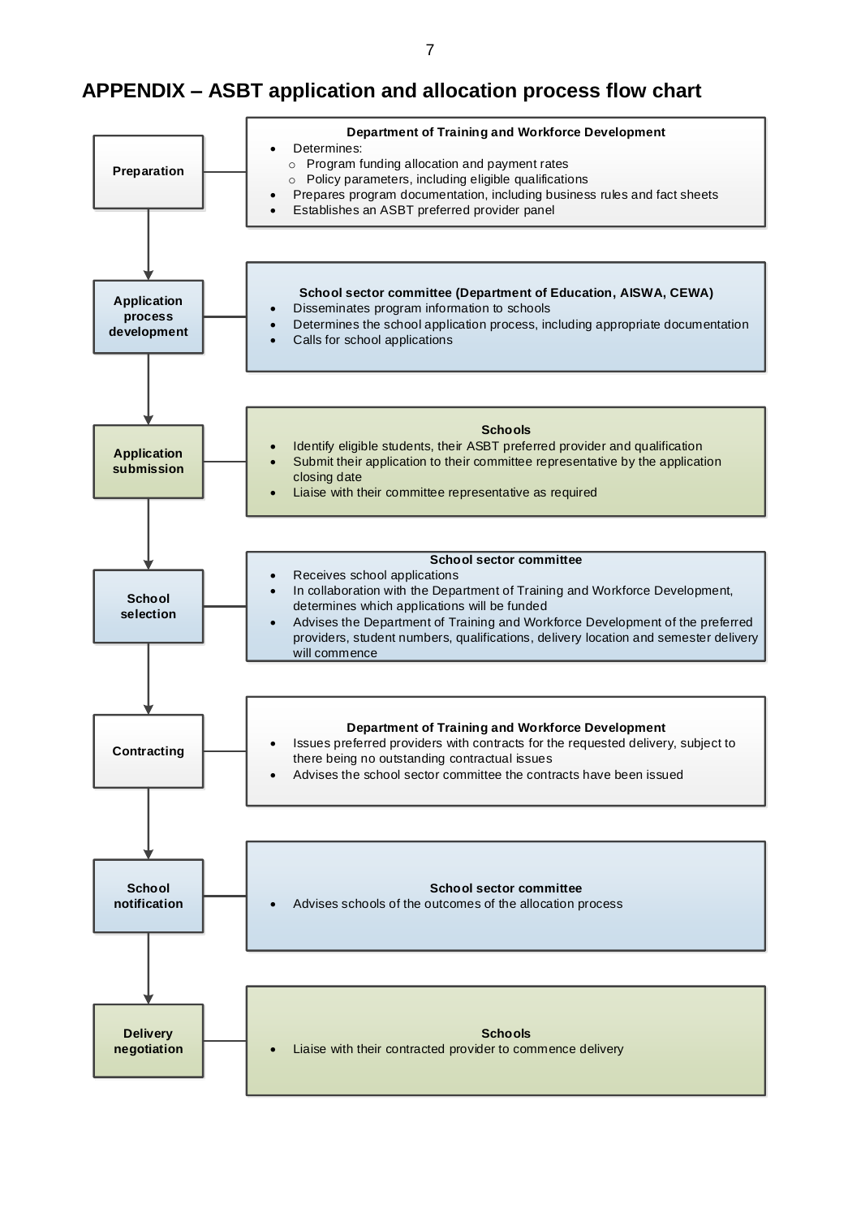# APPENDIX – ASBT application and allocation process flow chart

**Preparation**

**Department of Training and Workforce Development**

- Determines:
  - Program funding allocation and payment rates
  - Policy parameters, including eligible qualifications
- Prepares program documentation, including business rules and fact sheets
- Establishes an ASBT preferred provider panel

**Application process development**

**School sector committee (Department of Education, AISWA, CEWA)**

- Disseminates program information to schools
- Determines the school application process, including appropriate documentation
- Calls for school applications

**Application submission**

**Schools**

- Identify eligible students, their ASBT preferred provider and qualification
- Submit their application to their committee representative by the application closing date
- Liaise with their committee representative as required

**School selection**

**School sector committee**

- Receives school applications
- In collaboration with the Department of Training and Workforce Development, determines which applications will be funded
- Advises the Department of Training and Workforce Development of the preferred providers, student numbers, qualifications, delivery location and semester delivery will commence

**Contracting**

**Department of Training and Workforce Development**

- Issues preferred providers with contracts for the requested delivery, subject to there being no outstanding contractual issues
- Advises the school sector committee the contracts have been issued

**School notification**

**School sector committee**

- Advises schools of the outcomes of the allocation process

**Delivery negotiation**

**Schools**

- Liaise with their contracted provider to commence delivery